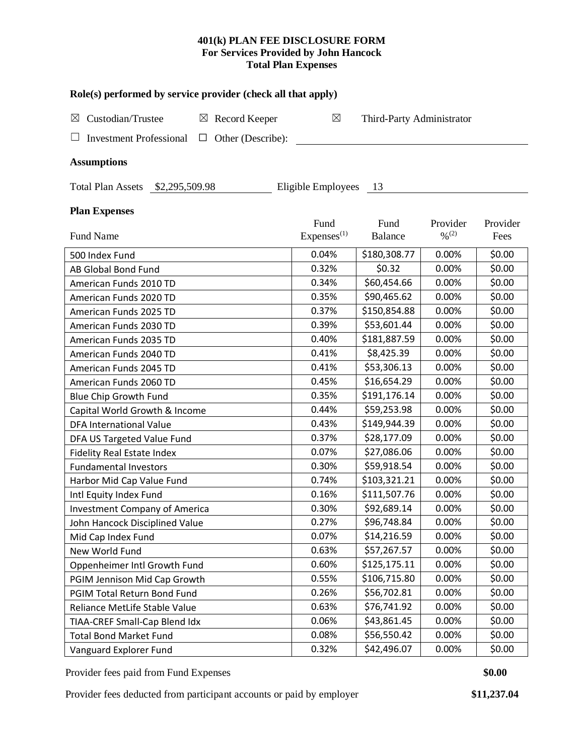# 401(k) PLAN FEE DISCLOSURE FORM
## For Services Provided by John Hancock
## Total Plan Expenses

**Role(s) performed by service provider (check all that apply)**

☒ Custodian/Trustee ☒ Record Keeper ☒ Third-Party Administrator

☐ Investment Professional ☐ Other (Describe): \_\_\_\_\_\_\_\_\_\_\_\_\_\_\_\_

**Assumptions**

Total Plan Assets $2,295,509.98 Eligible Employees 13

**Plan Expenses**

| Fund Name | Fund Expenses[1] | Fund Balance | Provider %[2] | Provider Fees |
|---|---|---|---|---|
| 500 Index Fund | 0.04% | $180,308.77 | 0.00% | $0.00 |
| AB Global Bond Fund | 0.32% | $0.32 | 0.00% | $0.00 |
| American Funds 2010 TD | 0.34% | $60,454.66 | 0.00% | $0.00 |
| American Funds 2020 TD | 0.35% | $90,465.62 | 0.00% | $0.00 |
| American Funds 2025 TD | 0.37% | $150,854.88 | 0.00% | $0.00 |
| American Funds 2030 TD | 0.39% | $53,601.44 | 0.00% | $0.00 |
| American Funds 2035 TD | 0.40% | $181,887.59 | 0.00% | $0.00 |
| American Funds 2040 TD | 0.41% | $8,425.39 | 0.00% | $0.00 |
| American Funds 2045 TD | 0.41% | $53,306.13 | 0.00% | $0.00 |
| American Funds 2060 TD | 0.45% | $16,654.29 | 0.00% | $0.00 |
| Blue Chip Growth Fund | 0.35% | $191,176.14 | 0.00% | $0.00 |
| Capital World Growth & Income | 0.44% | $59,253.98 | 0.00% | $0.00 |
| DFA International Value | 0.43% | $149,944.39 | 0.00% | $0.00 |
| DFA US Targeted Value Fund | 0.37% | $28,177.09 | 0.00% | $0.00 |
| Fidelity Real Estate Index | 0.07% | $27,086.06 | 0.00% | $0.00 |
| Fundamental Investors | 0.30% | $59,918.54 | 0.00% | $0.00 |
| Harbor Mid Cap Value Fund | 0.74% | $103,321.21 | 0.00% | $0.00 |
| Intl Equity Index Fund | 0.16% | $111,507.76 | 0.00% | $0.00 |
| Investment Company of America | 0.30% | $92,689.14 | 0.00% | $0.00 |
| John Hancock Disciplined Value | 0.27% | $96,748.84 | 0.00% | $0.00 |
| Mid Cap Index Fund | 0.07% | $14,216.59 | 0.00% | $0.00 |
| New World Fund | 0.63% | $57,267.57 | 0.00% | $0.00 |
| Oppenheimer Intl Growth Fund | 0.60% | $125,175.11 | 0.00% | $0.00 |
| PGIM Jennison Mid Cap Growth | 0.55% | $106,715.80 | 0.00% | $0.00 |
| PGIM Total Return Bond Fund | 0.26% | $56,702.81 | 0.00% | $0.00 |
| Reliance MetLife Stable Value | 0.63% | $76,741.92 | 0.00% | $0.00 |
| TIAA-CREF Small-Cap Blend Idx | 0.06% | $43,861.45 | 0.00% | $0.00 |
| Total Bond Market Fund | 0.08% | $56,550.42 | 0.00% | $0.00 |
| Vanguard Explorer Fund | 0.32% | $42,496.07 | 0.00% | $0.00 |

Provider fees paid from Fund Expenses **$0.00**

Provider fees deducted from participant accounts or paid by employer **$11,237.04**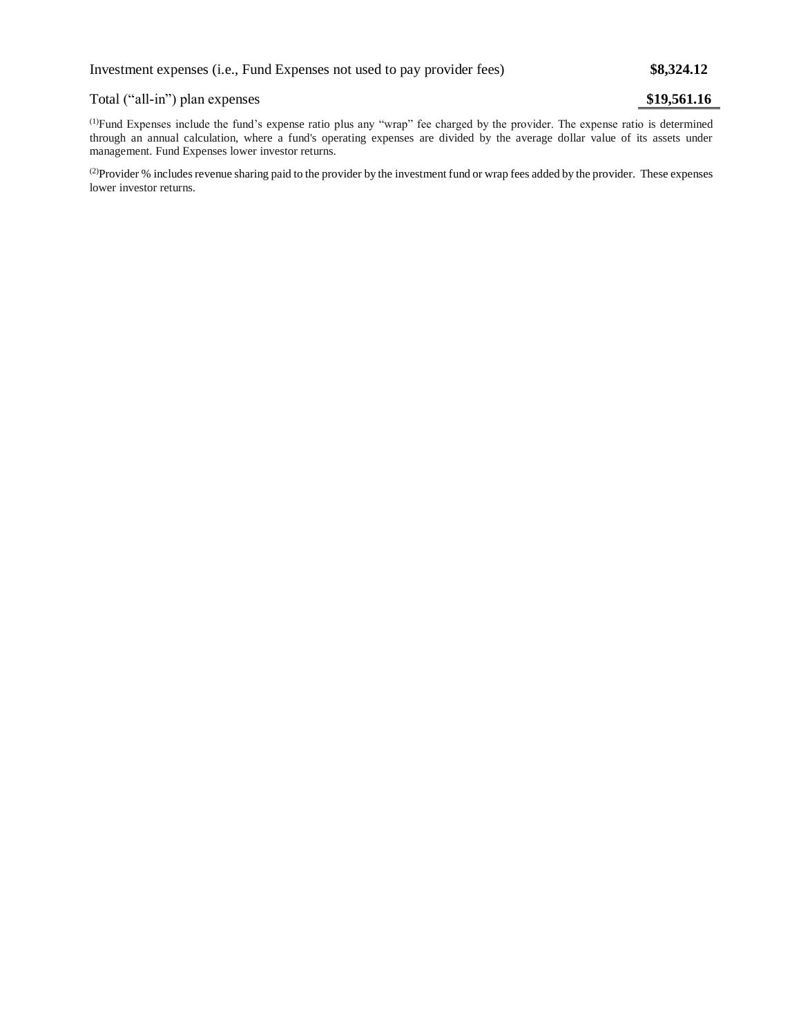| | |
|---|---|
| Investment expenses (i.e., Fund Expenses not used to pay provider fees) | **$8,324.12** |
| Total ("all-in") plan expenses | **$19,561.16** |

[1]Fund Expenses include the fund's expense ratio plus any "wrap" fee charged by the provider. The expense ratio is determined through an annual calculation, where a fund's operating expenses are divided by the average dollar value of its assets under management. Fund Expenses lower investor returns.

[2]Provider % includes revenue sharing paid to the provider by the investment fund or wrap fees added by the provider. These expenses lower investor returns.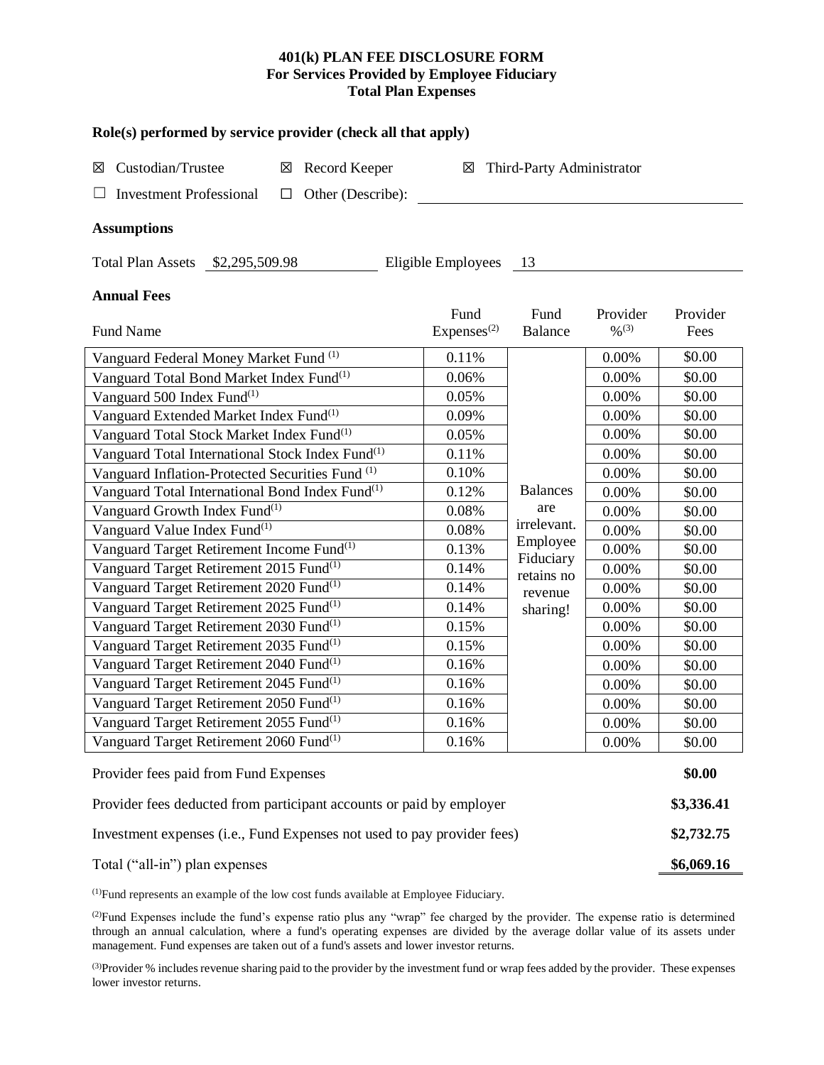**401(k) PLAN FEE DISCLOSURE FORM**
**For Services Provided by Employee Fiduciary**
**Total Plan Expenses**

### Role(s) performed by service provider (check all that apply)

☒ Custodian/Trustee ☒ Record Keeper ☒ Third-Party Administrator

☐ Investment Professional ☐ Other (Describe):

### Assumptions

Total Plan Assets $2,295,509.98 Eligible Employees 13

### Annual Fees

| Fund Name | Fund Expenses[2] | Fund Balance | Provider %[3] | Provider Fees |
|---|---|---|---|---|
| Vanguard Federal Money Market Fund [1] | 0.11% | Balances are irrelevant. Employee Fiduciary retains no revenue sharing! | 0.00% | $0.00 |
| Vanguard Total Bond Market Index Fund[1] | 0.06% | | 0.00% | $0.00 |
| Vanguard 500 Index Fund[1] | 0.05% | | 0.00% | $0.00 |
| Vanguard Extended Market Index Fund[1] | 0.09% | | 0.00% | $0.00 |
| Vanguard Total Stock Market Index Fund[1] | 0.05% | | 0.00% | $0.00 |
| Vanguard Total International Stock Index Fund[1] | 0.11% | | 0.00% | $0.00 |
| Vanguard Inflation-Protected Securities Fund [1] | 0.10% | | 0.00% | $0.00 |
| Vanguard Total International Bond Index Fund[1] | 0.12% | | 0.00% | $0.00 |
| Vanguard Growth Index Fund[1] | 0.08% | | 0.00% | $0.00 |
| Vanguard Value Index Fund[1] | 0.08% | | 0.00% | $0.00 |
| Vanguard Target Retirement Income Fund[1] | 0.13% | | 0.00% | $0.00 |
| Vanguard Target Retirement 2015 Fund[1] | 0.14% | | 0.00% | $0.00 |
| Vanguard Target Retirement 2020 Fund[1] | 0.14% | | 0.00% | $0.00 |
| Vanguard Target Retirement 2025 Fund[1] | 0.14% | | 0.00% | $0.00 |
| Vanguard Target Retirement 2030 Fund[1] | 0.15% | | 0.00% | $0.00 |
| Vanguard Target Retirement 2035 Fund[1] | 0.15% | | 0.00% | $0.00 |
| Vanguard Target Retirement 2040 Fund[1] | 0.16% | | 0.00% | $0.00 |
| Vanguard Target Retirement 2045 Fund[1] | 0.16% | | 0.00% | $0.00 |
| Vanguard Target Retirement 2050 Fund[1] | 0.16% | | 0.00% | $0.00 |
| Vanguard Target Retirement 2055 Fund[1] | 0.16% | | 0.00% | $0.00 |
| Vanguard Target Retirement 2060 Fund[1] | 0.16% | | 0.00% | $0.00 |

| | |
|---|---|
| Provider fees paid from Fund Expenses | **$0.00** |
| Provider fees deducted from participant accounts or paid by employer | **$3,336.41** |
| Investment expenses (i.e., Fund Expenses not used to pay provider fees) | **$2,732.75** |
| Total ("all-in") plan expenses | **$6,069.16** |

[1]Fund represents an example of the low cost funds available at Employee Fiduciary.

[2]Fund Expenses include the fund's expense ratio plus any "wrap" fee charged by the provider. The expense ratio is determined through an annual calculation, where a fund's operating expenses are divided by the average dollar value of its assets under management. Fund expenses are taken out of a fund's assets and lower investor returns.

[3]Provider % includes revenue sharing paid to the provider by the investment fund or wrap fees added by the provider. These expenses lower investor returns.